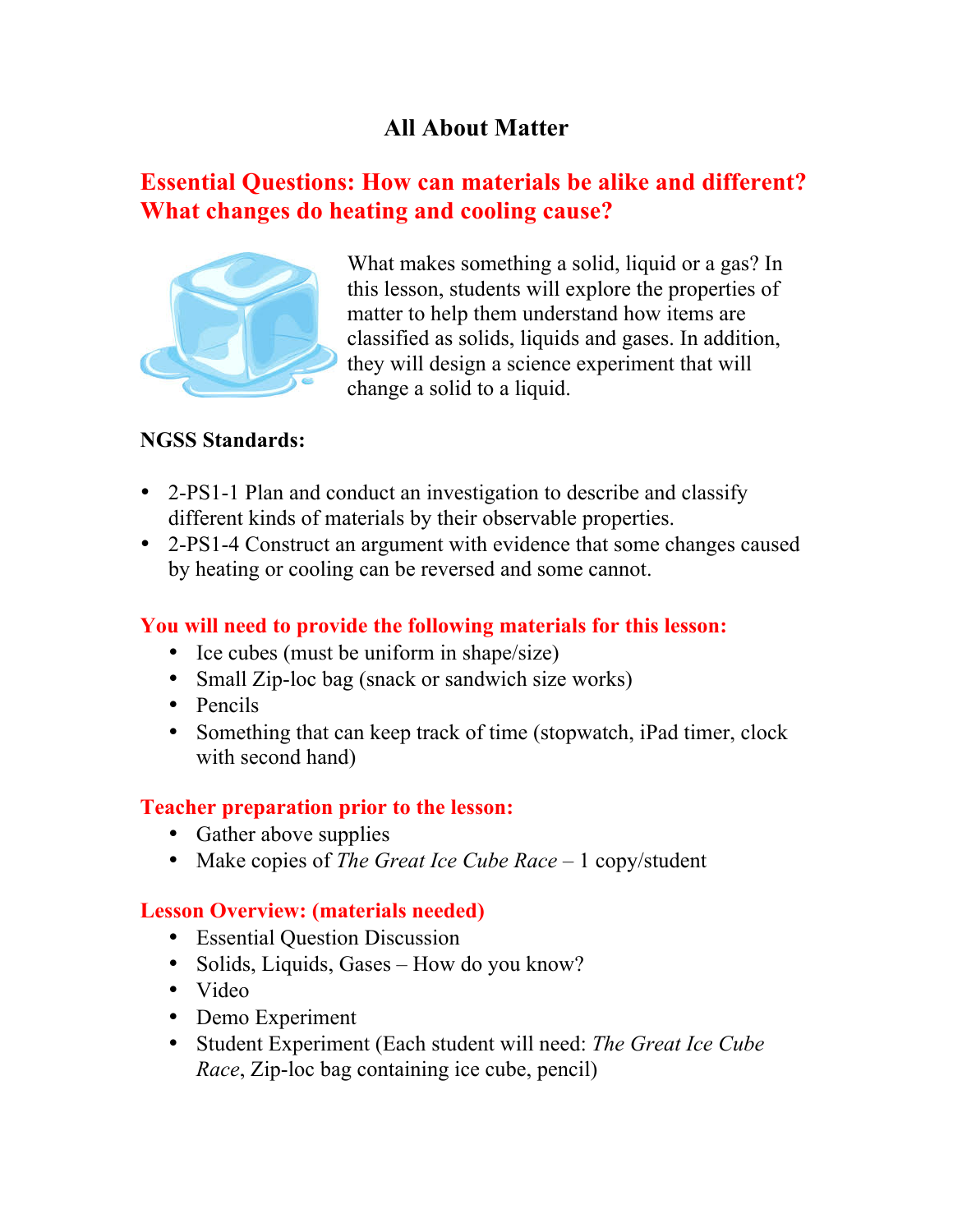# All About Matter

## Essential Questions: How can materials be alike and different? What changes do heating and cooling cause?

What makes something a solid, liquid or a gas? In this lesson, students will explore the properties of matter to help them understand how items are classified as solids, liquids and gases. In addition, they will design a science experiment that will change a solid to a liquid.

**NGSS Standards:**

- 2-PS1-1 Plan and conduct an investigation to describe and classify different kinds of materials by their observable properties.
- 2-PS1-4 Construct an argument with evidence that some changes caused by heating or cooling can be reversed and some cannot.

### You will need to provide the following materials for this lesson:

- Ice cubes (must be uniform in shape/size)
- Small Zip-loc bag (snack or sandwich size works)
- Pencils
- Something that can keep track of time (stopwatch, iPad timer, clock with second hand)

### Teacher preparation prior to the lesson:

- Gather above supplies
- Make copies of *The Great Ice Cube Race* – 1 copy/student

### Lesson Overview: (materials needed)

- Essential Question Discussion
- Solids, Liquids, Gases – How do you know?
- Video
- Demo Experiment
- Student Experiment (Each student will need: *The Great Ice Cube Race*, Zip-loc bag containing ice cube, pencil)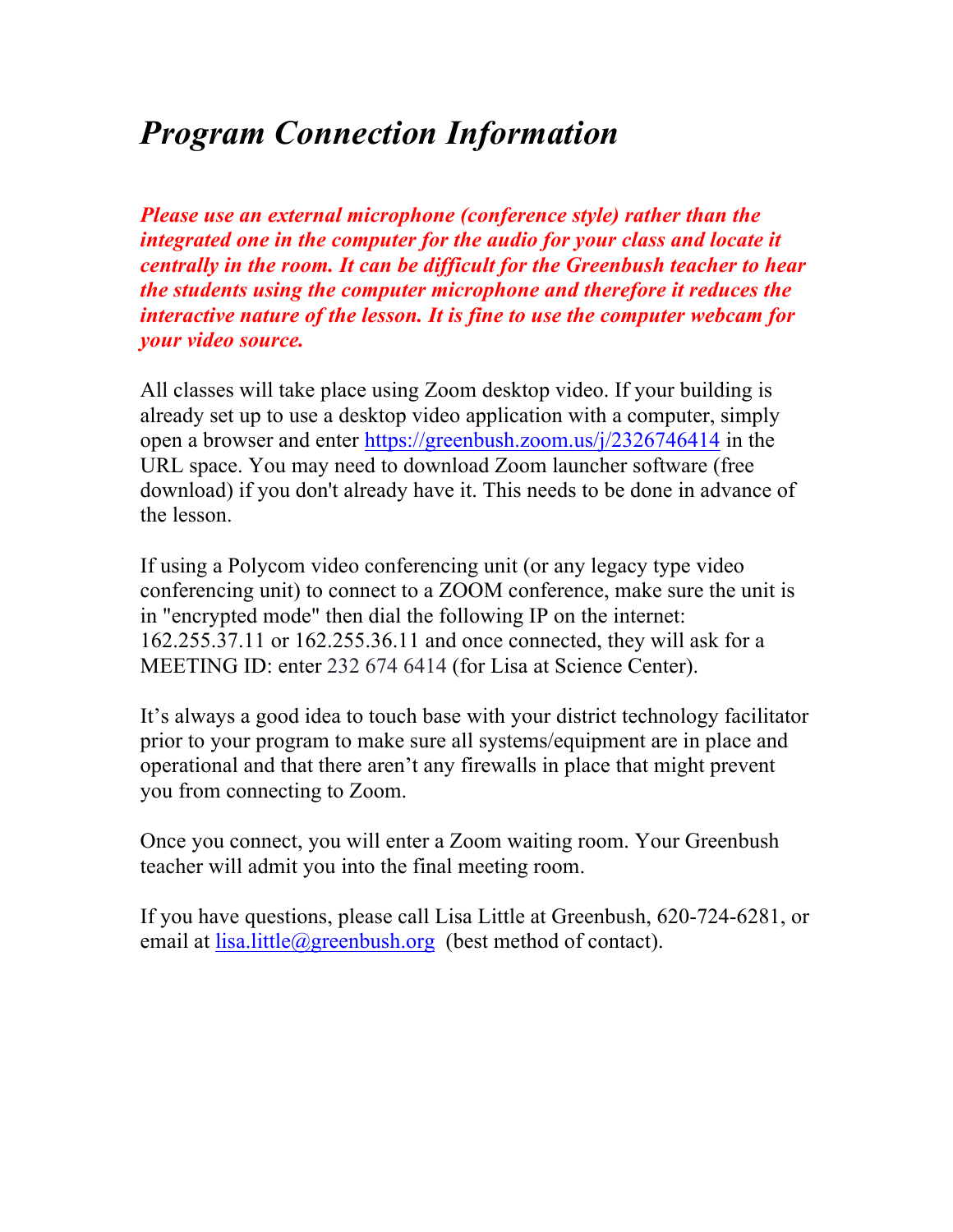# *Program Connection Information*

***Please use an external microphone (conference style) rather than the integrated one in the computer for the audio for your class and locate it centrally in the room. It can be difficult for the Greenbush teacher to hear the students using the computer microphone and therefore it reduces the interactive nature of the lesson. It is fine to use the computer webcam for your video source.***

All classes will take place using Zoom desktop video. If your building is already set up to use a desktop video application with a computer, simply open a browser and enter https://greenbush.zoom.us/j/2326746414 in the URL space. You may need to download Zoom launcher software (free download) if you don't already have it. This needs to be done in advance of the lesson.

If using a Polycom video conferencing unit (or any legacy type video conferencing unit) to connect to a ZOOM conference, make sure the unit is in "encrypted mode" then dial the following IP on the internet: 162.255.37.11 or 162.255.36.11 and once connected, they will ask for a MEETING ID: enter 232 674 6414 (for Lisa at Science Center).

It's always a good idea to touch base with your district technology facilitator prior to your program to make sure all systems/equipment are in place and operational and that there aren't any firewalls in place that might prevent you from connecting to Zoom.

Once you connect, you will enter a Zoom waiting room. Your Greenbush teacher will admit you into the final meeting room.

If you have questions, please call Lisa Little at Greenbush, 620-724-6281, or email at lisa.little@greenbush.org (best method of contact).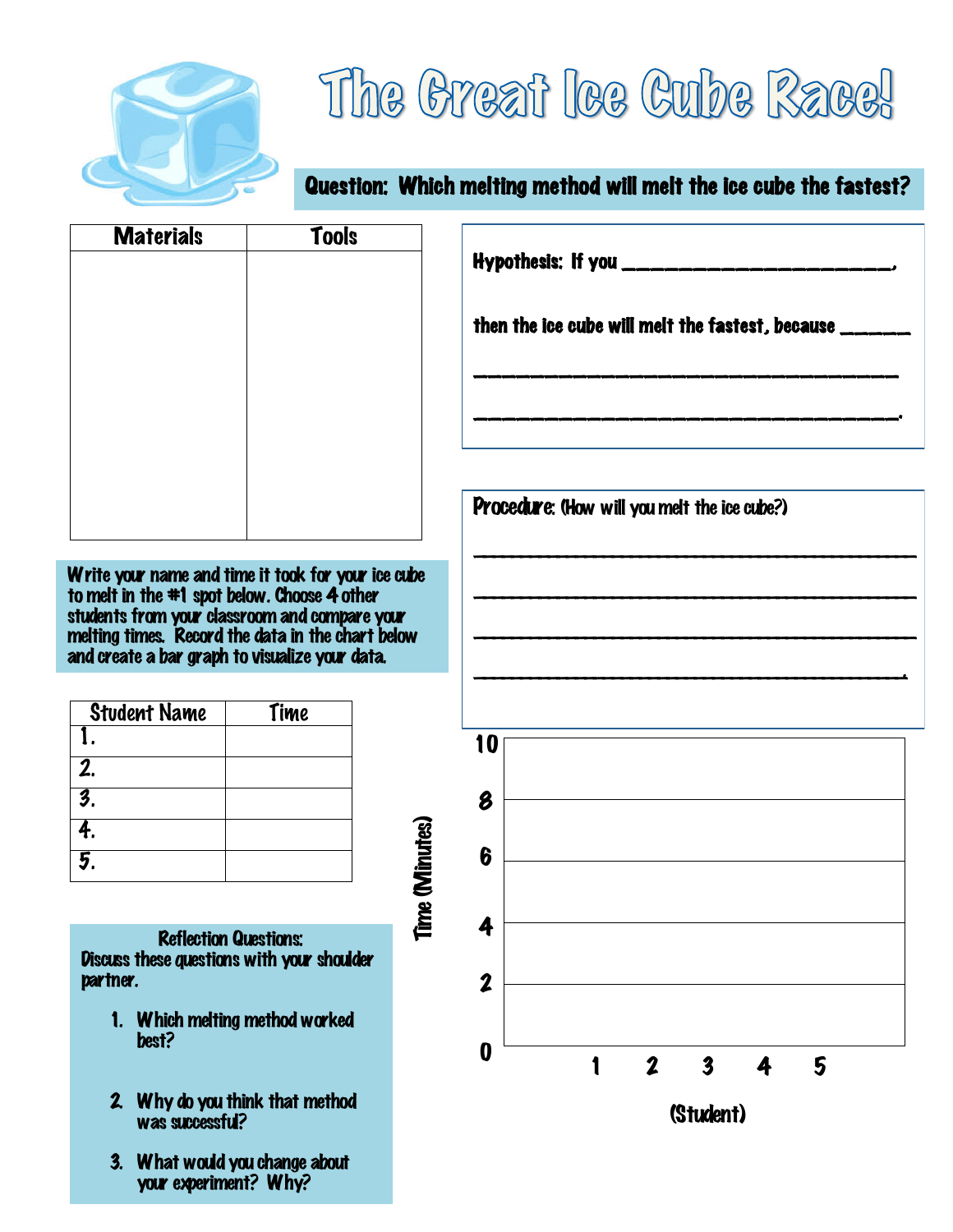# The Great Ice Cube Race!

**Question: Which melting method will melt the ice cube the fastest?**

| Materials | Tools |
| --- | --- |
| | |

**Hypothesis:** If you ________________________,

then the ice cube will melt the fastest, because _______

________________________________________

________________________________________.

**Procedure:** (How will you melt the ice cube?)

________________________________________

________________________________________

________________________________________

________________________________________.

Write your name and time it took for your ice cube to melt in the #1 spot below. Choose 4 other students from your classroom and compare your melting times. Record the data in the chart below and create a bar graph to visualize your data.

| Student Name | Time |
| --- | --- |
| 1. | |
| 2. | |
| 3. | |
| 4. | |
| 5. | |

Time (Minutes)

10
8
6
4
2
0

1 2 3 4 5

(Student)

**Reflection Questions:**
Discuss these questions with your shoulder partner.

1. Which melting method worked best?
2. Why do you think that method was successful?
3. What would you change about your experiment? Why?